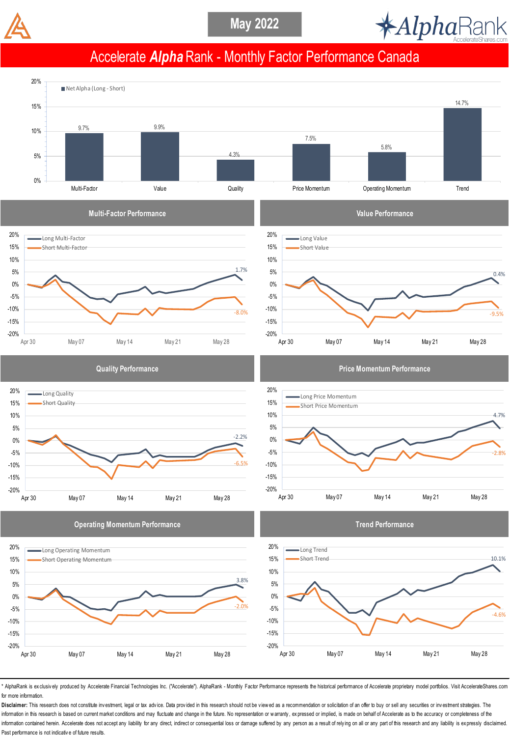May 2022

# Accelerate *Alpha* Rank - Monthly Factor Performance Canada

Net Alpha (Long - Short)

| Factor | Net Alpha |
|---|---|
| Multi-Factor | 9.7% |
| Value | 9.9% |
| Quality | 4.3% |
| Price Momentum | 7.5% |
| Operating Momentum | 5.8% |
| Trend | 14.7% |

## Multi-Factor Performance

Long Multi-Factor: 1.7%
Short Multi-Factor: -8.0%

## Value Performance

Long Value: 0.4%
Short Value: -9.5%

## Quality Performance

Long Quality: -2.2%
Short Quality: -6.5%

## Price Momentum Performance

Long Price Momentum: 4.7%
Short Price Momentum: -2.8%

## Operating Momentum Performance

Long Operating Momentum: 3.8%
Short Operating Momentum: -2.0%

## Trend Performance

Long Trend: 10.1%
Short Trend: -4.6%

\* AlphaRank is exclusively produced by Accelerate Financial Technologies Inc. ("Accelerate"). AlphaRank - Monthly Factor Performance represents the historical performance of Accelerate proprietary model portfolios. Visit AccelerateShares.com for more information.

**Disclaimer:** This research does not constitute investment, legal or tax advice. Data provided in this research should not be viewed as a recommendation or solicitation of an offer to buy or sell any securities or investment strategies. The information in this research is based on current market conditions and may fluctuate and change in the future. No representation or warranty, expressed or implied, is made on behalf of Accelerate as to the accuracy or completeness of the information contained herein. Accelerate does not accept any liability for any direct, indirect or consequential loss or damage suffered by any person as a result of relying on all or any part of this research and any liability is expressly disclaimed. Past performance is not indicative of future results.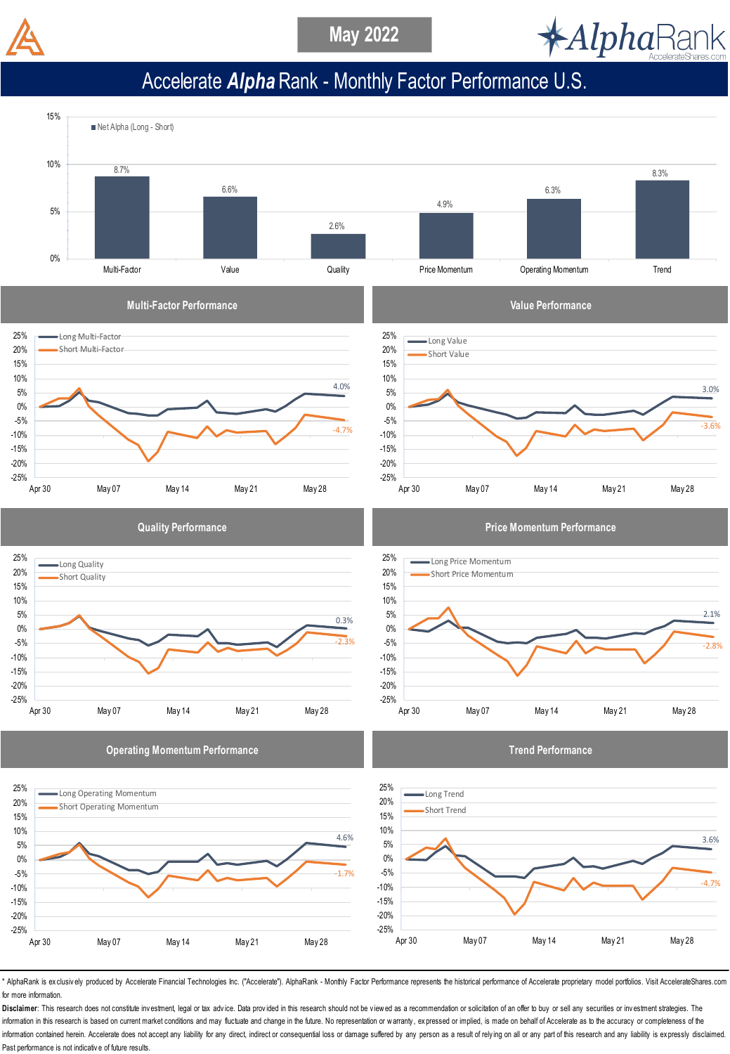May 2022

AlphaRank
AccelerateShares.com

# Accelerate *Alpha* Rank - Monthly Factor Performance U.S.

Net Alpha (Long - Short)

15%
10%
5%
0%

8.7%
6.6%
2.6%
4.9%
6.3%
8.3%

Multi-Factor
Value
Quality
Price Momentum
Operating Momentum
Trend

## Multi-Factor Performance

Long Multi-Factor
Short Multi-Factor

4.0%
-4.7%

25% 20% 15% 10% 5% 0% -5% -10% -15% -20% -25%

Apr 30 May 07 May 14 May 21 May 28

## Value Performance

Long Value
Short Value

3.0%
-3.6%

25% 20% 15% 10% 5% 0% -5% -10% -15% -20% -25%

Apr 30 May 07 May 14 May 21 May 28

## Quality Performance

Long Quality
Short Quality

0.3%
-2.3%

25% 20% 15% 10% 5% 0% -5% -10% -15% -20% -25%

Apr 30 May 07 May 14 May 21 May 28

## Price Momentum Performance

Long Price Momentum
Short Price Momentum

2.1%
-2.8%

25% 20% 15% 10% 5% 0% -5% -10% -15% -20% -25%

Apr 30 May 07 May 14 May 21 May 28

## Operating Momentum Performance

Long Operating Momentum
Short Operating Momentum

4.6%
-1.7%

25% 20% 15% 10% 5% 0% -5% -10% -15% -20% -25%

Apr 30 May 07 May 14 May 21 May 28

## Trend Performance

Long Trend
Short Trend

3.6%
-4.7%

25% 20% 15% 10% 5% 0% -5% -10% -15% -20% -25%

Apr 30 May 07 May 14 May 21 May 28

* AlphaRank is exclusively produced by Accelerate Financial Technologies Inc. ("Accelerate"). AlphaRank - Monthly Factor Performance represents the historical performance of Accelerate proprietary model portfolios. Visit AccelerateShares.com for more information.

**Disclaimer**: This research does not constitute investment, legal or tax advice. Data provided in this research should not be viewed as a recommendation or solicitation of an offer to buy or sell any securities or investment strategies. The information in this research is based on current market conditions and may fluctuate and change in the future. No representation or warranty, expressed or implied, is made on behalf of Accelerate as to the accuracy or completeness of the information contained herein. Accelerate does not accept any liability for any direct, indirect or consequential loss or damage suffered by any person as a result of relying on all or any part of this research and any liability is expressly disclaimed. Past performance is not indicative of future results.